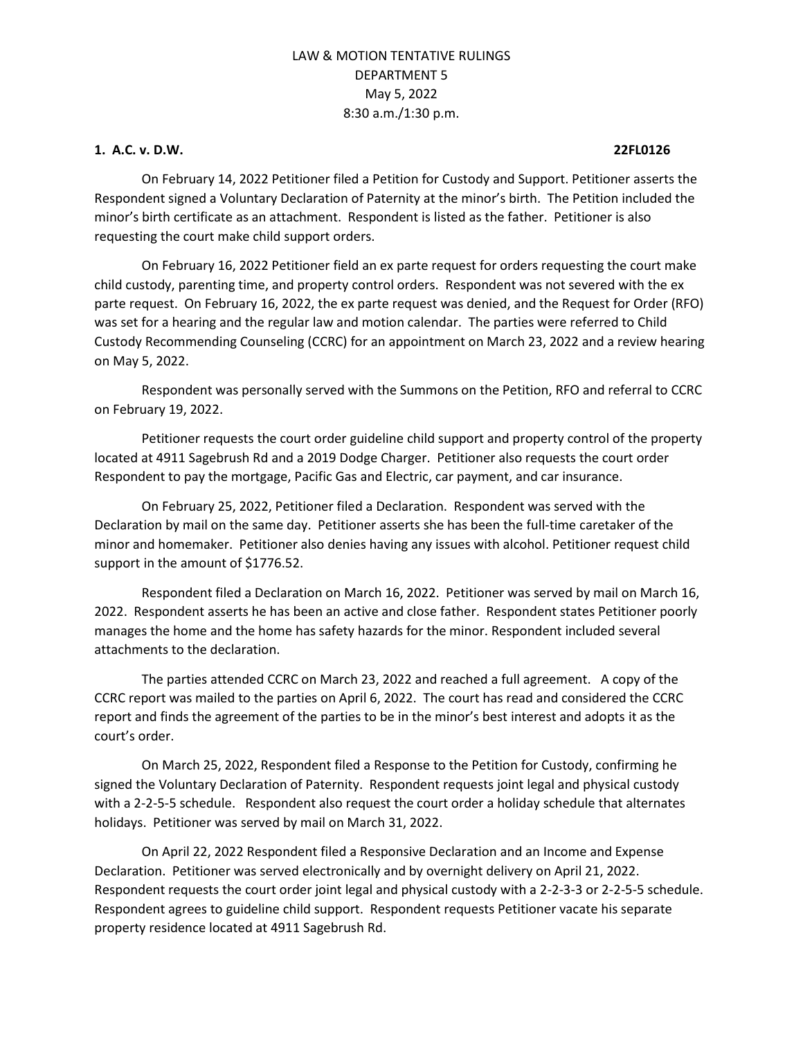# LAW & MOTION TENTATIVE RULINGS
## DEPARTMENT 5
## May 5, 2022
## 8:30 a.m./1:30 p.m.

**1. A.C. v. D.W. 22FL0126**

On February 14, 2022 Petitioner filed a Petition for Custody and Support. Petitioner asserts the Respondent signed a Voluntary Declaration of Paternity at the minor's birth. The Petition included the minor's birth certificate as an attachment. Respondent is listed as the father. Petitioner is also requesting the court make child support orders.

On February 16, 2022 Petitioner field an ex parte request for orders requesting the court make child custody, parenting time, and property control orders. Respondent was not severed with the ex parte request. On February 16, 2022, the ex parte request was denied, and the Request for Order (RFO) was set for a hearing and the regular law and motion calendar. The parties were referred to Child Custody Recommending Counseling (CCRC) for an appointment on March 23, 2022 and a review hearing on May 5, 2022.

Respondent was personally served with the Summons on the Petition, RFO and referral to CCRC on February 19, 2022.

Petitioner requests the court order guideline child support and property control of the property located at 4911 Sagebrush Rd and a 2019 Dodge Charger. Petitioner also requests the court order Respondent to pay the mortgage, Pacific Gas and Electric, car payment, and car insurance.

On February 25, 2022, Petitioner filed a Declaration. Respondent was served with the Declaration by mail on the same day. Petitioner asserts she has been the full-time caretaker of the minor and homemaker. Petitioner also denies having any issues with alcohol. Petitioner request child support in the amount of $1776.52.

Respondent filed a Declaration on March 16, 2022. Petitioner was served by mail on March 16, 2022. Respondent asserts he has been an active and close father. Respondent states Petitioner poorly manages the home and the home has safety hazards for the minor. Respondent included several attachments to the declaration.

The parties attended CCRC on March 23, 2022 and reached a full agreement. A copy of the CCRC report was mailed to the parties on April 6, 2022. The court has read and considered the CCRC report and finds the agreement of the parties to be in the minor's best interest and adopts it as the court's order.

On March 25, 2022, Respondent filed a Response to the Petition for Custody, confirming he signed the Voluntary Declaration of Paternity. Respondent requests joint legal and physical custody with a 2-2-5-5 schedule. Respondent also request the court order a holiday schedule that alternates holidays. Petitioner was served by mail on March 31, 2022.

On April 22, 2022 Respondent filed a Responsive Declaration and an Income and Expense Declaration. Petitioner was served electronically and by overnight delivery on April 21, 2022. Respondent requests the court order joint legal and physical custody with a 2-2-3-3 or 2-2-5-5 schedule. Respondent agrees to guideline child support. Respondent requests Petitioner vacate his separate property residence located at 4911 Sagebrush Rd.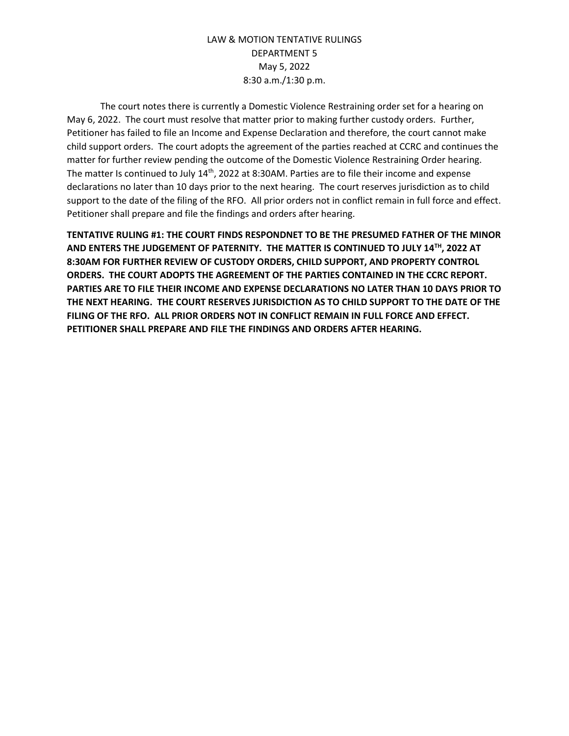LAW & MOTION TENTATIVE RULINGS
DEPARTMENT 5
May 5, 2022
8:30 a.m./1:30 p.m.

The court notes there is currently a Domestic Violence Restraining order set for a hearing on May 6, 2022. The court must resolve that matter prior to making further custody orders. Further, Petitioner has failed to file an Income and Expense Declaration and therefore, the court cannot make child support orders. The court adopts the agreement of the parties reached at CCRC and continues the matter for further review pending the outcome of the Domestic Violence Restraining Order hearing. The matter Is continued to July 14th, 2022 at 8:30AM. Parties are to file their income and expense declarations no later than 10 days prior to the next hearing. The court reserves jurisdiction as to child support to the date of the filing of the RFO. All prior orders not in conflict remain in full force and effect. Petitioner shall prepare and file the findings and orders after hearing.

**TENTATIVE RULING #1: THE COURT FINDS RESPONDNET TO BE THE PRESUMED FATHER OF THE MINOR AND ENTERS THE JUDGEMENT OF PATERNITY. THE MATTER IS CONTINUED TO JULY 14TH, 2022 AT 8:30AM FOR FURTHER REVIEW OF CUSTODY ORDERS, CHILD SUPPORT, AND PROPERTY CONTROL ORDERS. THE COURT ADOPTS THE AGREEMENT OF THE PARTIES CONTAINED IN THE CCRC REPORT. PARTIES ARE TO FILE THEIR INCOME AND EXPENSE DECLARATIONS NO LATER THAN 10 DAYS PRIOR TO THE NEXT HEARING. THE COURT RESERVES JURISDICTION AS TO CHILD SUPPORT TO THE DATE OF THE FILING OF THE RFO. ALL PRIOR ORDERS NOT IN CONFLICT REMAIN IN FULL FORCE AND EFFECT. PETITIONER SHALL PREPARE AND FILE THE FINDINGS AND ORDERS AFTER HEARING.**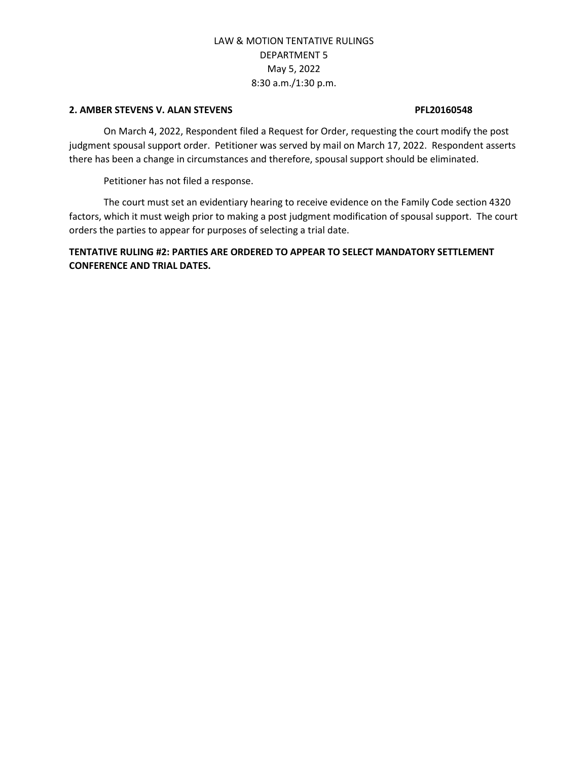LAW & MOTION TENTATIVE RULINGS
DEPARTMENT 5
May 5, 2022
8:30 a.m./1:30 p.m.

**2. AMBER STEVENS V. ALAN STEVENS PFL20160548**

On March 4, 2022, Respondent filed a Request for Order, requesting the court modify the post judgment spousal support order. Petitioner was served by mail on March 17, 2022. Respondent asserts there has been a change in circumstances and therefore, spousal support should be eliminated.

Petitioner has not filed a response.

The court must set an evidentiary hearing to receive evidence on the Family Code section 4320 factors, which it must weigh prior to making a post judgment modification of spousal support. The court orders the parties to appear for purposes of selecting a trial date.

**TENTATIVE RULING #2: PARTIES ARE ORDERED TO APPEAR TO SELECT MANDATORY SETTLEMENT CONFERENCE AND TRIAL DATES.**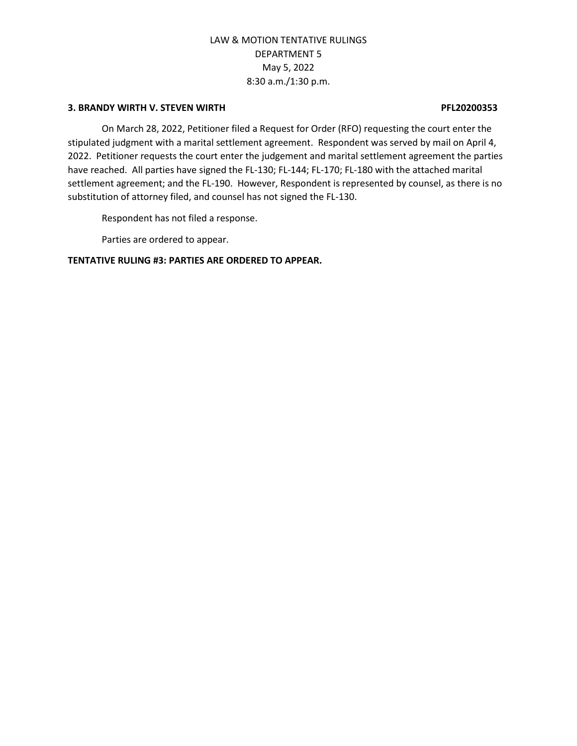LAW & MOTION TENTATIVE RULINGS
DEPARTMENT 5
May 5, 2022
8:30 a.m./1:30 p.m.

**3. BRANDY WIRTH V. STEVEN WIRTH PFL20200353**

On March 28, 2022, Petitioner filed a Request for Order (RFO) requesting the court enter the stipulated judgment with a marital settlement agreement. Respondent was served by mail on April 4, 2022. Petitioner requests the court enter the judgement and marital settlement agreement the parties have reached. All parties have signed the FL-130; FL-144; FL-170; FL-180 with the attached marital settlement agreement; and the FL-190. However, Respondent is represented by counsel, as there is no substitution of attorney filed, and counsel has not signed the FL-130.

Respondent has not filed a response.

Parties are ordered to appear.

**TENTATIVE RULING #3: PARTIES ARE ORDERED TO APPEAR.**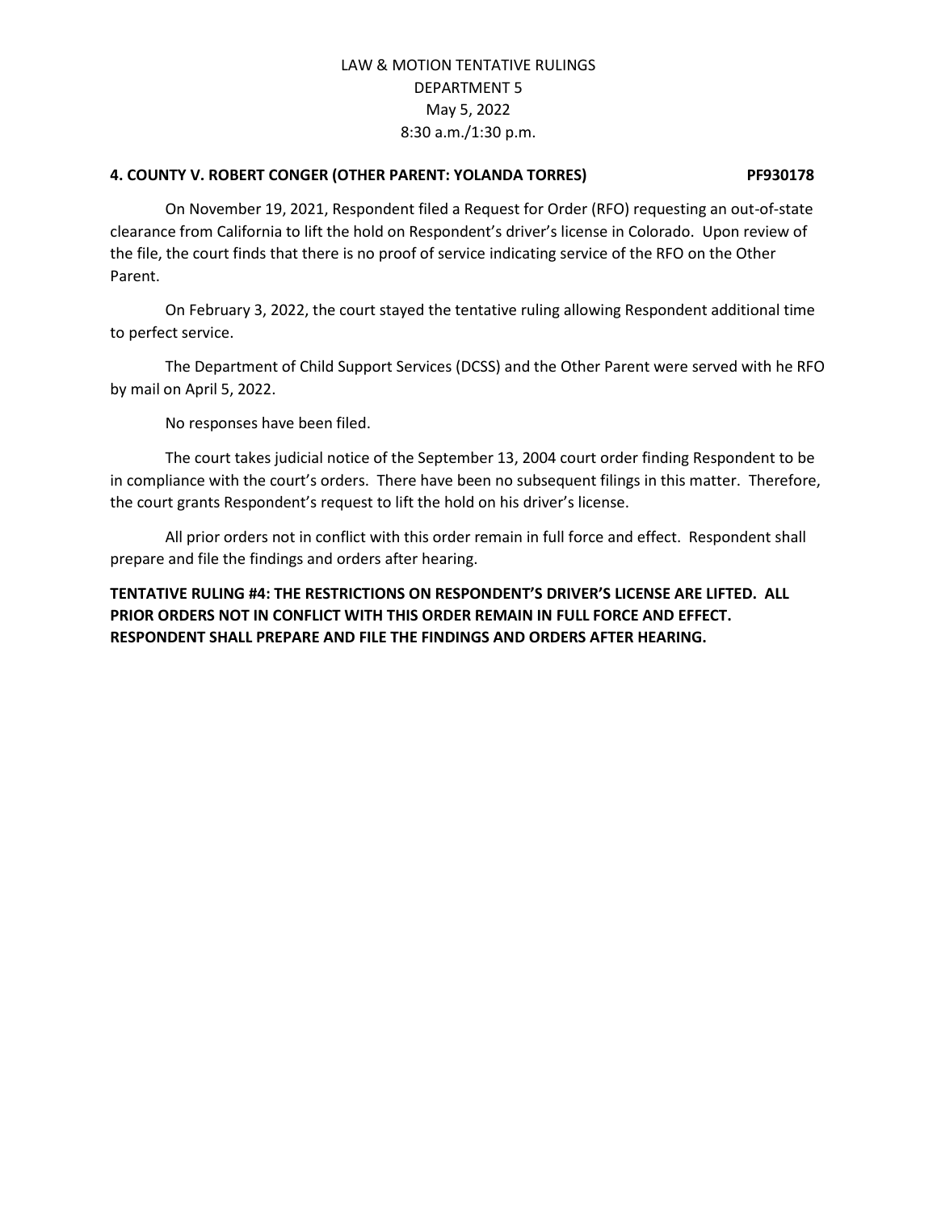LAW & MOTION TENTATIVE RULINGS
DEPARTMENT 5
May 5, 2022
8:30 a.m./1:30 p.m.

**4. COUNTY V. ROBERT CONGER (OTHER PARENT: YOLANDA TORRES) PF930178**

On November 19, 2021, Respondent filed a Request for Order (RFO) requesting an out-of-state clearance from California to lift the hold on Respondent's driver's license in Colorado. Upon review of the file, the court finds that there is no proof of service indicating service of the RFO on the Other Parent.

On February 3, 2022, the court stayed the tentative ruling allowing Respondent additional time to perfect service.

The Department of Child Support Services (DCSS) and the Other Parent were served with he RFO by mail on April 5, 2022.

No responses have been filed.

The court takes judicial notice of the September 13, 2004 court order finding Respondent to be in compliance with the court's orders. There have been no subsequent filings in this matter. Therefore, the court grants Respondent's request to lift the hold on his driver's license.

All prior orders not in conflict with this order remain in full force and effect. Respondent shall prepare and file the findings and orders after hearing.

**TENTATIVE RULING #4: THE RESTRICTIONS ON RESPONDENT'S DRIVER'S LICENSE ARE LIFTED. ALL PRIOR ORDERS NOT IN CONFLICT WITH THIS ORDER REMAIN IN FULL FORCE AND EFFECT. RESPONDENT SHALL PREPARE AND FILE THE FINDINGS AND ORDERS AFTER HEARING.**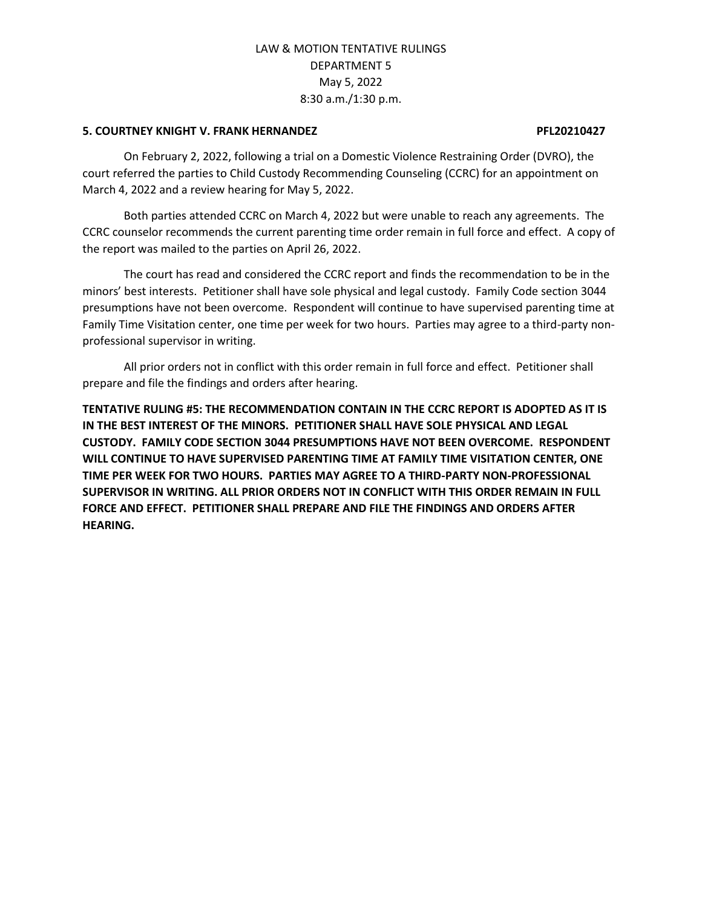LAW & MOTION TENTATIVE RULINGS
DEPARTMENT 5
May 5, 2022
8:30 a.m./1:30 p.m.

**5. COURTNEY KNIGHT V. FRANK HERNANDEZ PFL20210427**

On February 2, 2022, following a trial on a Domestic Violence Restraining Order (DVRO), the court referred the parties to Child Custody Recommending Counseling (CCRC) for an appointment on March 4, 2022 and a review hearing for May 5, 2022.

Both parties attended CCRC on March 4, 2022 but were unable to reach any agreements. The CCRC counselor recommends the current parenting time order remain in full force and effect. A copy of the report was mailed to the parties on April 26, 2022.

The court has read and considered the CCRC report and finds the recommendation to be in the minors' best interests. Petitioner shall have sole physical and legal custody. Family Code section 3044 presumptions have not been overcome. Respondent will continue to have supervised parenting time at Family Time Visitation center, one time per week for two hours. Parties may agree to a third-party non-professional supervisor in writing.

All prior orders not in conflict with this order remain in full force and effect. Petitioner shall prepare and file the findings and orders after hearing.

**TENTATIVE RULING #5: THE RECOMMENDATION CONTAIN IN THE CCRC REPORT IS ADOPTED AS IT IS IN THE BEST INTEREST OF THE MINORS. PETITIONER SHALL HAVE SOLE PHYSICAL AND LEGAL CUSTODY. FAMILY CODE SECTION 3044 PRESUMPTIONS HAVE NOT BEEN OVERCOME. RESPONDENT WILL CONTINUE TO HAVE SUPERVISED PARENTING TIME AT FAMILY TIME VISITATION CENTER, ONE TIME PER WEEK FOR TWO HOURS. PARTIES MAY AGREE TO A THIRD-PARTY NON-PROFESSIONAL SUPERVISOR IN WRITING. ALL PRIOR ORDERS NOT IN CONFLICT WITH THIS ORDER REMAIN IN FULL FORCE AND EFFECT. PETITIONER SHALL PREPARE AND FILE THE FINDINGS AND ORDERS AFTER HEARING.**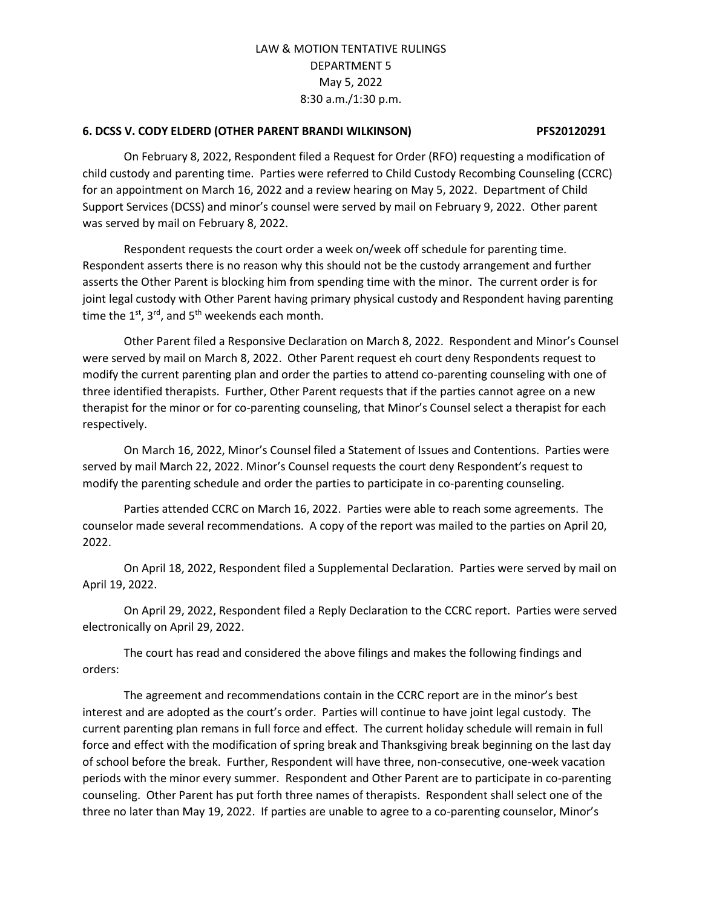LAW & MOTION TENTATIVE RULINGS
DEPARTMENT 5
May 5, 2022
8:30 a.m./1:30 p.m.

**6. DCSS V. CODY ELDERD (OTHER PARENT BRANDI WILKINSON) PFS20120291**

On February 8, 2022, Respondent filed a Request for Order (RFO) requesting a modification of child custody and parenting time. Parties were referred to Child Custody Recombing Counseling (CCRC) for an appointment on March 16, 2022 and a review hearing on May 5, 2022. Department of Child Support Services (DCSS) and minor's counsel were served by mail on February 9, 2022. Other parent was served by mail on February 8, 2022.

Respondent requests the court order a week on/week off schedule for parenting time. Respondent asserts there is no reason why this should not be the custody arrangement and further asserts the Other Parent is blocking him from spending time with the minor. The current order is for joint legal custody with Other Parent having primary physical custody and Respondent having parenting time the 1st, 3rd, and 5th weekends each month.

Other Parent filed a Responsive Declaration on March 8, 2022. Respondent and Minor's Counsel were served by mail on March 8, 2022. Other Parent request eh court deny Respondents request to modify the current parenting plan and order the parties to attend co-parenting counseling with one of three identified therapists. Further, Other Parent requests that if the parties cannot agree on a new therapist for the minor or for co-parenting counseling, that Minor's Counsel select a therapist for each respectively.

On March 16, 2022, Minor's Counsel filed a Statement of Issues and Contentions. Parties were served by mail March 22, 2022. Minor's Counsel requests the court deny Respondent's request to modify the parenting schedule and order the parties to participate in co-parenting counseling.

Parties attended CCRC on March 16, 2022. Parties were able to reach some agreements. The counselor made several recommendations. A copy of the report was mailed to the parties on April 20, 2022.

On April 18, 2022, Respondent filed a Supplemental Declaration. Parties were served by mail on April 19, 2022.

On April 29, 2022, Respondent filed a Reply Declaration to the CCRC report. Parties were served electronically on April 29, 2022.

The court has read and considered the above filings and makes the following findings and orders:

The agreement and recommendations contain in the CCRC report are in the minor's best interest and are adopted as the court's order. Parties will continue to have joint legal custody. The current parenting plan remans in full force and effect. The current holiday schedule will remain in full force and effect with the modification of spring break and Thanksgiving break beginning on the last day of school before the break. Further, Respondent will have three, non-consecutive, one-week vacation periods with the minor every summer. Respondent and Other Parent are to participate in co-parenting counseling. Other Parent has put forth three names of therapists. Respondent shall select one of the three no later than May 19, 2022. If parties are unable to agree to a co-parenting counselor, Minor's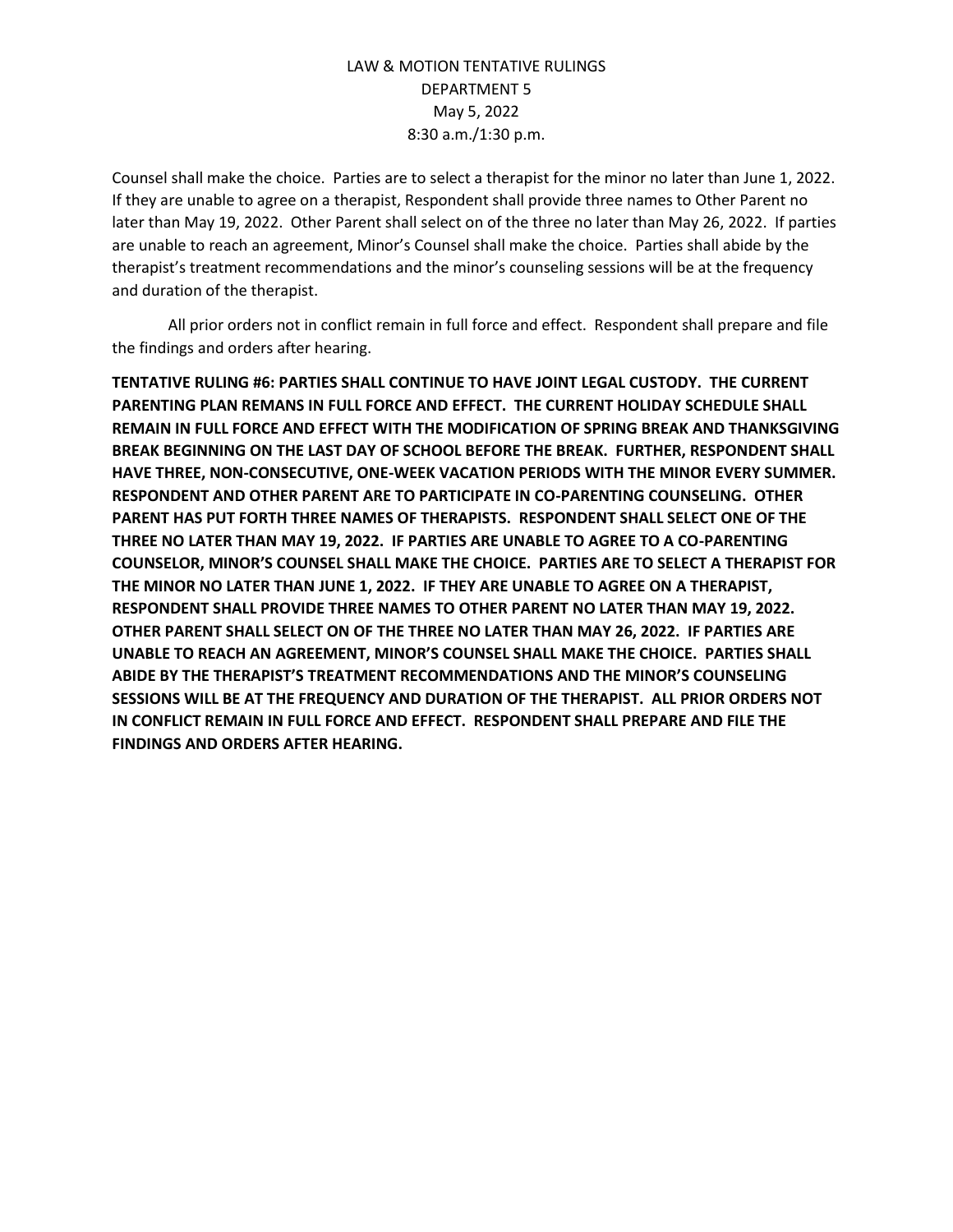Counsel shall make the choice. Parties are to select a therapist for the minor no later than June 1, 2022. If they are unable to agree on a therapist, Respondent shall provide three names to Other Parent no later than May 19, 2022. Other Parent shall select on of the three no later than May 26, 2022. If parties are unable to reach an agreement, Minor's Counsel shall make the choice. Parties shall abide by the therapist's treatment recommendations and the minor's counseling sessions will be at the frequency and duration of the therapist.

All prior orders not in conflict remain in full force and effect. Respondent shall prepare and file the findings and orders after hearing.

**TENTATIVE RULING #6: PARTIES SHALL CONTINUE TO HAVE JOINT LEGAL CUSTODY. THE CURRENT PARENTING PLAN REMANS IN FULL FORCE AND EFFECT. THE CURRENT HOLIDAY SCHEDULE SHALL REMAIN IN FULL FORCE AND EFFECT WITH THE MODIFICATION OF SPRING BREAK AND THANKSGIVING BREAK BEGINNING ON THE LAST DAY OF SCHOOL BEFORE THE BREAK. FURTHER, RESPONDENT SHALL HAVE THREE, NON-CONSECUTIVE, ONE-WEEK VACATION PERIODS WITH THE MINOR EVERY SUMMER. RESPONDENT AND OTHER PARENT ARE TO PARTICIPATE IN CO-PARENTING COUNSELING. OTHER PARENT HAS PUT FORTH THREE NAMES OF THERAPISTS. RESPONDENT SHALL SELECT ONE OF THE THREE NO LATER THAN MAY 19, 2022. IF PARTIES ARE UNABLE TO AGREE TO A CO-PARENTING COUNSELOR, MINOR'S COUNSEL SHALL MAKE THE CHOICE. PARTIES ARE TO SELECT A THERAPIST FOR THE MINOR NO LATER THAN JUNE 1, 2022. IF THEY ARE UNABLE TO AGREE ON A THERAPIST, RESPONDENT SHALL PROVIDE THREE NAMES TO OTHER PARENT NO LATER THAN MAY 19, 2022. OTHER PARENT SHALL SELECT ON OF THE THREE NO LATER THAN MAY 26, 2022. IF PARTIES ARE UNABLE TO REACH AN AGREEMENT, MINOR'S COUNSEL SHALL MAKE THE CHOICE. PARTIES SHALL ABIDE BY THE THERAPIST'S TREATMENT RECOMMENDATIONS AND THE MINOR'S COUNSELING SESSIONS WILL BE AT THE FREQUENCY AND DURATION OF THE THERAPIST. ALL PRIOR ORDERS NOT IN CONFLICT REMAIN IN FULL FORCE AND EFFECT. RESPONDENT SHALL PREPARE AND FILE THE FINDINGS AND ORDERS AFTER HEARING.**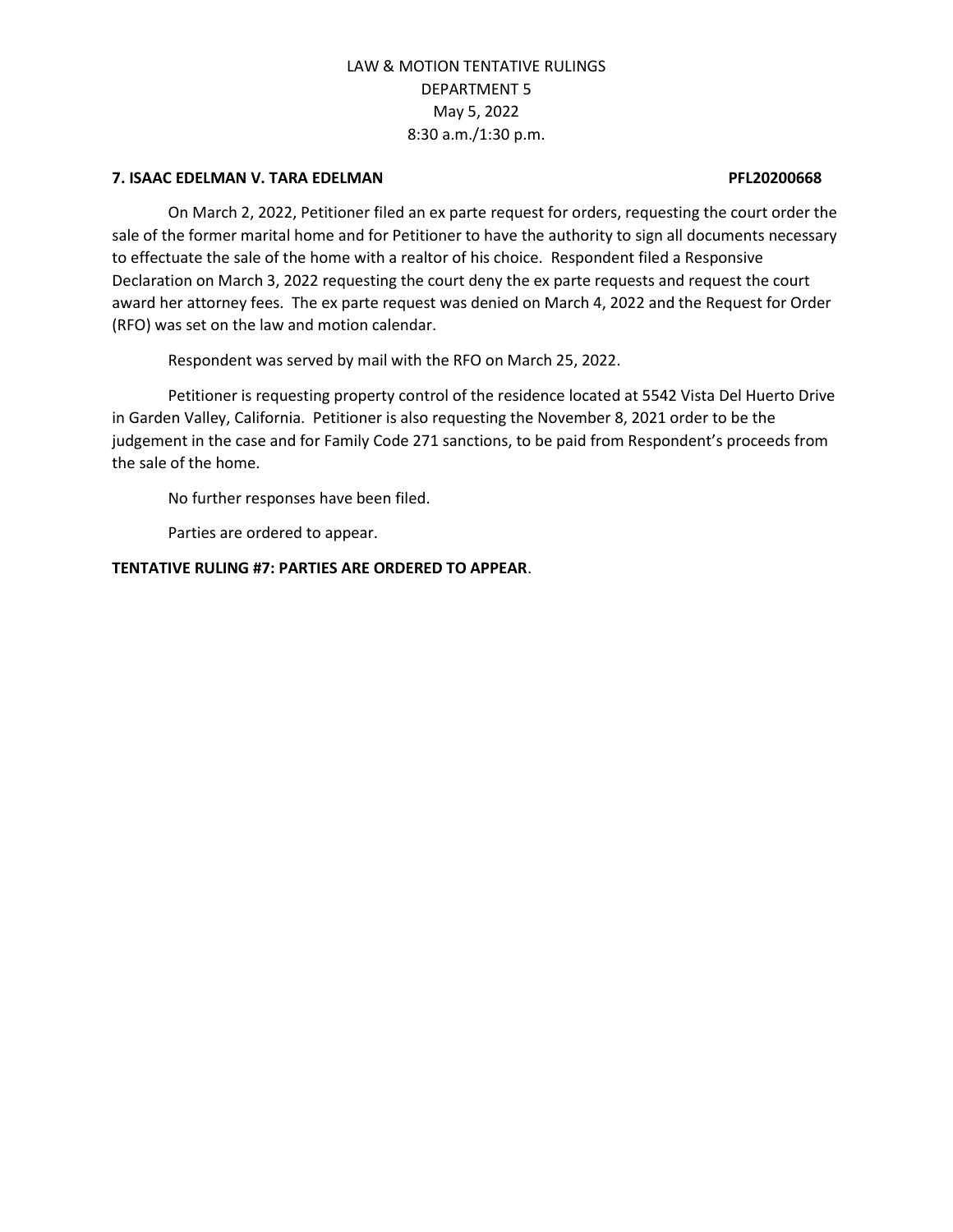LAW & MOTION TENTATIVE RULINGS
DEPARTMENT 5
May 5, 2022
8:30 a.m./1:30 p.m.

**7. ISAAC EDELMAN V. TARA EDELMAN PFL20200668**

On March 2, 2022, Petitioner filed an ex parte request for orders, requesting the court order the sale of the former marital home and for Petitioner to have the authority to sign all documents necessary to effectuate the sale of the home with a realtor of his choice. Respondent filed a Responsive Declaration on March 3, 2022 requesting the court deny the ex parte requests and request the court award her attorney fees. The ex parte request was denied on March 4, 2022 and the Request for Order (RFO) was set on the law and motion calendar.

Respondent was served by mail with the RFO on March 25, 2022.

Petitioner is requesting property control of the residence located at 5542 Vista Del Huerto Drive in Garden Valley, California. Petitioner is also requesting the November 8, 2021 order to be the judgement in the case and for Family Code 271 sanctions, to be paid from Respondent's proceeds from the sale of the home.

No further responses have been filed.

Parties are ordered to appear.

**TENTATIVE RULING #7: PARTIES ARE ORDERED TO APPEAR**.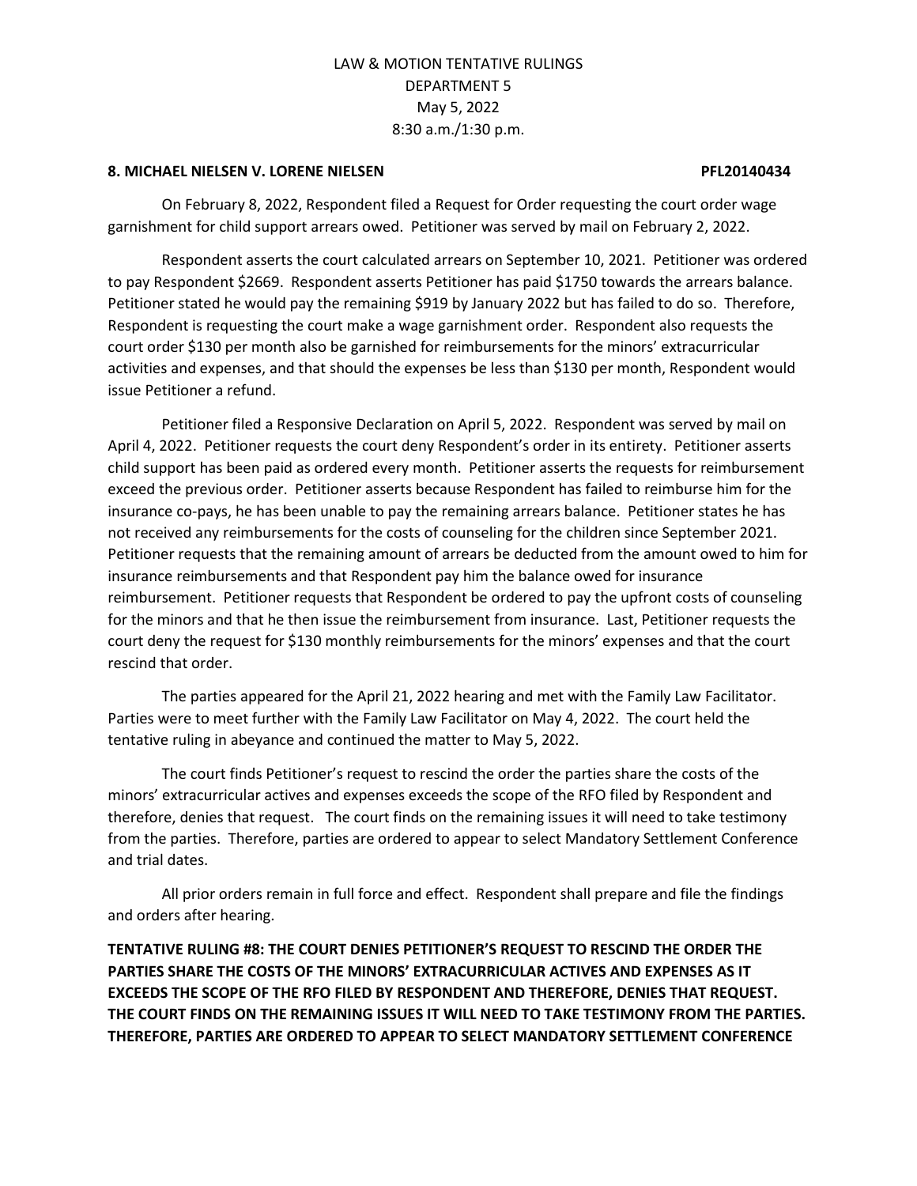LAW & MOTION TENTATIVE RULINGS
DEPARTMENT 5
May 5, 2022
8:30 a.m./1:30 p.m.

**8. MICHAEL NIELSEN V. LORENE NIELSEN PFL20140434**

On February 8, 2022, Respondent filed a Request for Order requesting the court order wage garnishment for child support arrears owed. Petitioner was served by mail on February 2, 2022.

Respondent asserts the court calculated arrears on September 10, 2021. Petitioner was ordered to pay Respondent $2669. Respondent asserts Petitioner has paid $1750 towards the arrears balance. Petitioner stated he would pay the remaining $919 by January 2022 but has failed to do so. Therefore, Respondent is requesting the court make a wage garnishment order. Respondent also requests the court order $130 per month also be garnished for reimbursements for the minors' extracurricular activities and expenses, and that should the expenses be less than $130 per month, Respondent would issue Petitioner a refund.

Petitioner filed a Responsive Declaration on April 5, 2022. Respondent was served by mail on April 4, 2022. Petitioner requests the court deny Respondent's order in its entirety. Petitioner asserts child support has been paid as ordered every month. Petitioner asserts the requests for reimbursement exceed the previous order. Petitioner asserts because Respondent has failed to reimburse him for the insurance co-pays, he has been unable to pay the remaining arrears balance. Petitioner states he has not received any reimbursements for the costs of counseling for the children since September 2021. Petitioner requests that the remaining amount of arrears be deducted from the amount owed to him for insurance reimbursements and that Respondent pay him the balance owed for insurance reimbursement. Petitioner requests that Respondent be ordered to pay the upfront costs of counseling for the minors and that he then issue the reimbursement from insurance. Last, Petitioner requests the court deny the request for $130 monthly reimbursements for the minors' expenses and that the court rescind that order.

The parties appeared for the April 21, 2022 hearing and met with the Family Law Facilitator. Parties were to meet further with the Family Law Facilitator on May 4, 2022. The court held the tentative ruling in abeyance and continued the matter to May 5, 2022.

The court finds Petitioner's request to rescind the order the parties share the costs of the minors' extracurricular actives and expenses exceeds the scope of the RFO filed by Respondent and therefore, denies that request. The court finds on the remaining issues it will need to take testimony from the parties. Therefore, parties are ordered to appear to select Mandatory Settlement Conference and trial dates.

All prior orders remain in full force and effect. Respondent shall prepare and file the findings and orders after hearing.

**TENTATIVE RULING #8: THE COURT DENIES PETITIONER'S REQUEST TO RESCIND THE ORDER THE PARTIES SHARE THE COSTS OF THE MINORS' EXTRACURRICULAR ACTIVES AND EXPENSES AS IT EXCEEDS THE SCOPE OF THE RFO FILED BY RESPONDENT AND THEREFORE, DENIES THAT REQUEST. THE COURT FINDS ON THE REMAINING ISSUES IT WILL NEED TO TAKE TESTIMONY FROM THE PARTIES. THEREFORE, PARTIES ARE ORDERED TO APPEAR TO SELECT MANDATORY SETTLEMENT CONFERENCE**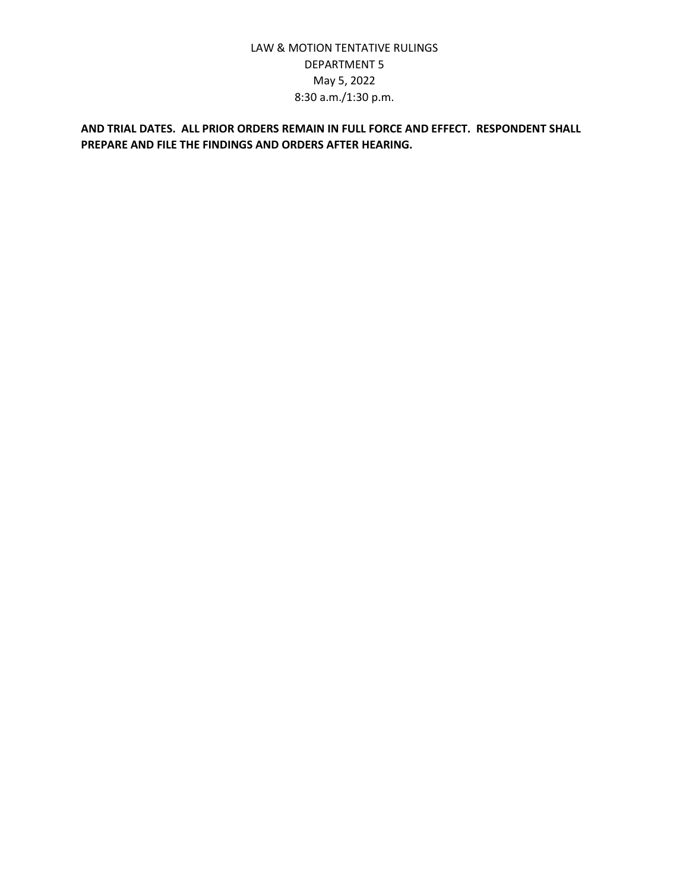**AND TRIAL DATES. ALL PRIOR ORDERS REMAIN IN FULL FORCE AND EFFECT. RESPONDENT SHALL PREPARE AND FILE THE FINDINGS AND ORDERS AFTER HEARING.**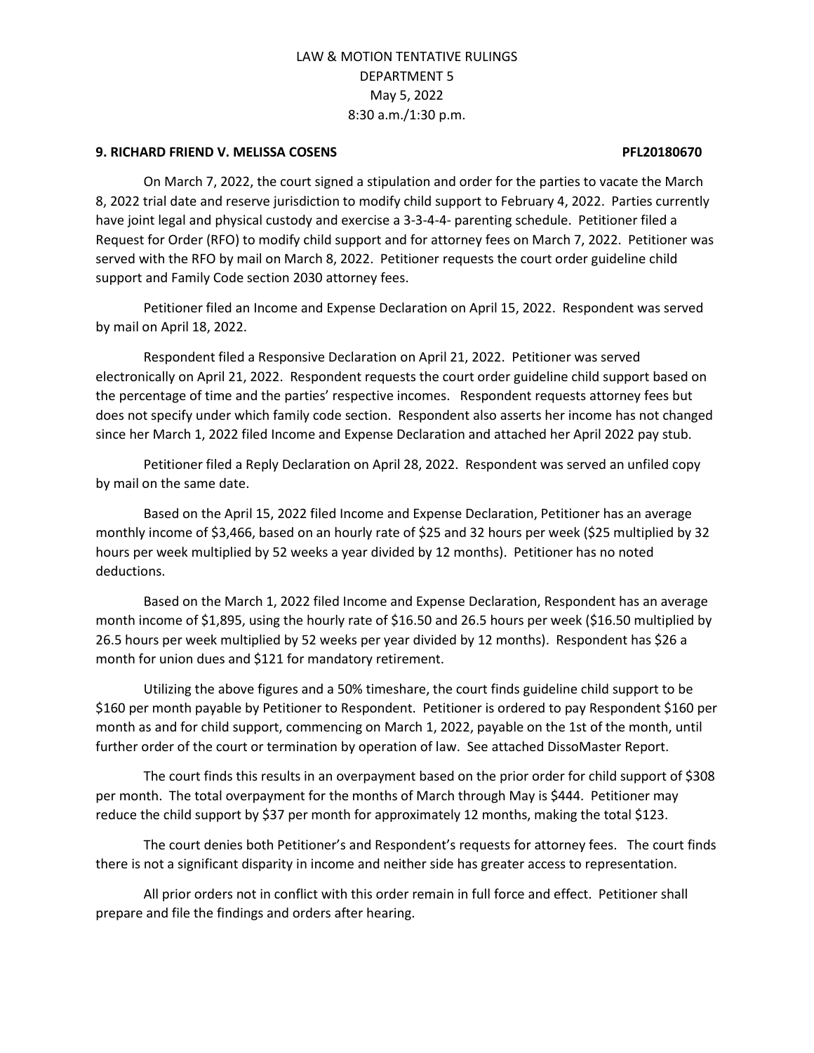LAW & MOTION TENTATIVE RULINGS
DEPARTMENT 5
May 5, 2022
8:30 a.m./1:30 p.m.

**9. RICHARD FRIEND V. MELISSA COSENS PFL20180670**

On March 7, 2022, the court signed a stipulation and order for the parties to vacate the March 8, 2022 trial date and reserve jurisdiction to modify child support to February 4, 2022. Parties currently have joint legal and physical custody and exercise a 3-3-4-4- parenting schedule. Petitioner filed a Request for Order (RFO) to modify child support and for attorney fees on March 7, 2022. Petitioner was served with the RFO by mail on March 8, 2022. Petitioner requests the court order guideline child support and Family Code section 2030 attorney fees.

Petitioner filed an Income and Expense Declaration on April 15, 2022. Respondent was served by mail on April 18, 2022.

Respondent filed a Responsive Declaration on April 21, 2022. Petitioner was served electronically on April 21, 2022. Respondent requests the court order guideline child support based on the percentage of time and the parties' respective incomes. Respondent requests attorney fees but does not specify under which family code section. Respondent also asserts her income has not changed since her March 1, 2022 filed Income and Expense Declaration and attached her April 2022 pay stub.

Petitioner filed a Reply Declaration on April 28, 2022. Respondent was served an unfiled copy by mail on the same date.

Based on the April 15, 2022 filed Income and Expense Declaration, Petitioner has an average monthly income of $3,466, based on an hourly rate of $25 and 32 hours per week ($25 multiplied by 32 hours per week multiplied by 52 weeks a year divided by 12 months). Petitioner has no noted deductions.

Based on the March 1, 2022 filed Income and Expense Declaration, Respondent has an average month income of $1,895, using the hourly rate of $16.50 and 26.5 hours per week ($16.50 multiplied by 26.5 hours per week multiplied by 52 weeks per year divided by 12 months). Respondent has $26 a month for union dues and $121 for mandatory retirement.

Utilizing the above figures and a 50% timeshare, the court finds guideline child support to be $160 per month payable by Petitioner to Respondent. Petitioner is ordered to pay Respondent $160 per month as and for child support, commencing on March 1, 2022, payable on the 1st of the month, until further order of the court or termination by operation of law. See attached DissoMaster Report.

The court finds this results in an overpayment based on the prior order for child support of $308 per month. The total overpayment for the months of March through May is $444. Petitioner may reduce the child support by $37 per month for approximately 12 months, making the total $123.

The court denies both Petitioner's and Respondent's requests for attorney fees. The court finds there is not a significant disparity in income and neither side has greater access to representation.

All prior orders not in conflict with this order remain in full force and effect. Petitioner shall prepare and file the findings and orders after hearing.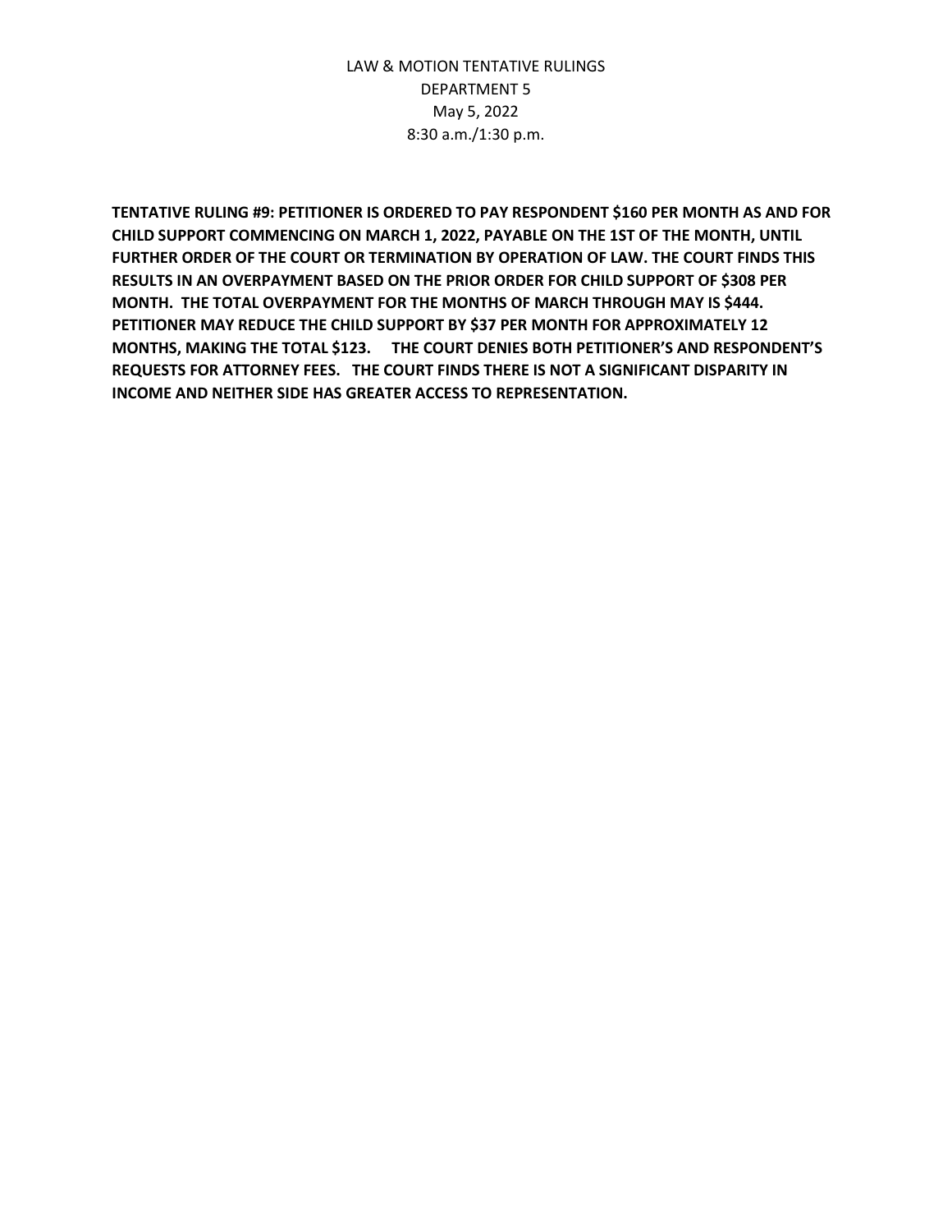LAW & MOTION TENTATIVE RULINGS
DEPARTMENT 5
May 5, 2022
8:30 a.m./1:30 p.m.

**TENTATIVE RULING #9: PETITIONER IS ORDERED TO PAY RESPONDENT $160 PER MONTH AS AND FOR CHILD SUPPORT COMMENCING ON MARCH 1, 2022, PAYABLE ON THE 1ST OF THE MONTH, UNTIL FURTHER ORDER OF THE COURT OR TERMINATION BY OPERATION OF LAW. THE COURT FINDS THIS RESULTS IN AN OVERPAYMENT BASED ON THE PRIOR ORDER FOR CHILD SUPPORT OF $308 PER MONTH. THE TOTAL OVERPAYMENT FOR THE MONTHS OF MARCH THROUGH MAY IS $444. PETITIONER MAY REDUCE THE CHILD SUPPORT BY $37 PER MONTH FOR APPROXIMATELY 12 MONTHS, MAKING THE TOTAL $123. THE COURT DENIES BOTH PETITIONER'S AND RESPONDENT'S REQUESTS FOR ATTORNEY FEES. THE COURT FINDS THERE IS NOT A SIGNIFICANT DISPARITY IN INCOME AND NEITHER SIDE HAS GREATER ACCESS TO REPRESENTATION.**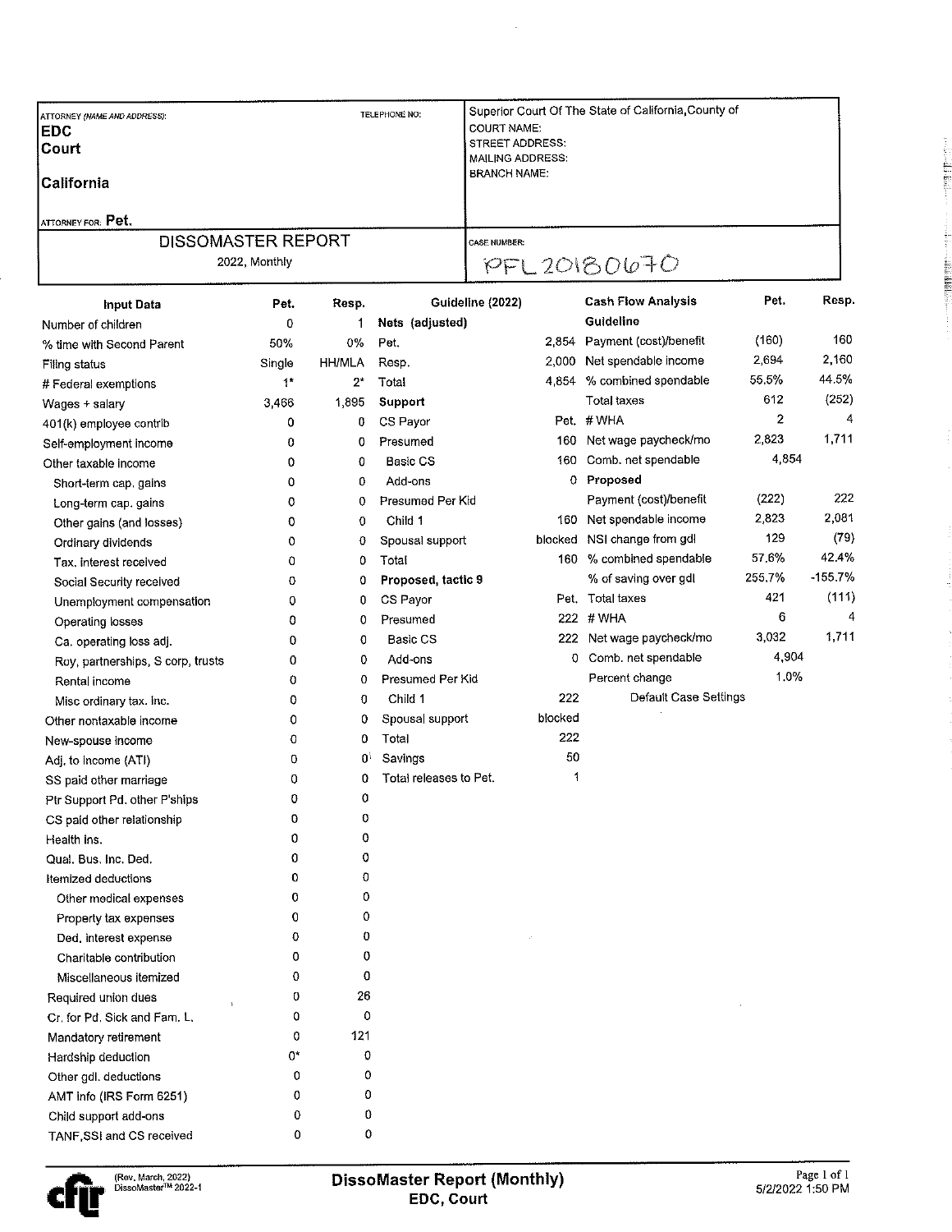| ATTORNEY (NAME AND ADDRESS): | TELEPHONE NO: | Superior Court Of The State of California, County of |
|---|---|---|
| **EDC** | | COURT NAME: |
| **Court** | | STREET ADDRESS: |
| | | MAILING ADDRESS: |
| **California** | | BRANCH NAME: |
| ATTORNEY FOR: **Pet.** | | |
| DISSOMASTER REPORT | | CASE NUMBER: |
| 2022, Monthly | | PFL20180670 |

| Input Data | Pet. | Resp. |
|---|---|---|
| Number of children | 0 | 1 |
| % time with Second Parent | 50% | 0% |
| Filing status | Single | HH/MLA |
| # Federal exemptions | 1* | 2* |
| Wages + salary | 3,466 | 1,895 |
| 401(k) employee contrib | 0 | 0 |
| Self-employment income | 0 | 0 |
| Other taxable income | 0 | 0 |
| Short-term cap. gains | 0 | 0 |
| Long-term cap. gains | 0 | 0 |
| Other gains (and losses) | 0 | 0 |
| Ordinary dividends | 0 | 0 |
| Tax. interest received | 0 | 0 |
| Social Security received | 0 | 0 |
| Unemployment compensation | 0 | 0 |
| Operating losses | 0 | 0 |
| Ca. operating loss adj. | 0 | 0 |
| Roy, partnerships, S corp, trusts | 0 | 0 |
| Rental income | 0 | 0 |
| Misc ordinary tax. inc. | 0 | 0 |
| Other nontaxable income | 0 | 0 |
| New-spouse income | 0 | 0 |
| Adj. to income (ATI) | 0 | 0 |
| SS paid other marriage | 0 | 0 |
| Ptr Support Pd. other P'ships | 0 | 0 |
| CS paid other relationship | 0 | 0 |
| Health ins. | 0 | 0 |
| Qual. Bus. Inc. Ded. | 0 | 0 |
| Itemized deductions | 0 | 0 |
| Other medical expenses | 0 | 0 |
| Property tax expenses | 0 | 0 |
| Ded. interest expense | 0 | 0 |
| Charitable contribution | 0 | 0 |
| Miscellaneous itemized | 0 | 0 |
| Required union dues | 0 | 26 |
| Cr. for Pd. Sick and Fam. L. | 0 | 0 |
| Mandatory retirement | 0 | 121 |
| Hardship deduction | 0* | 0 |
| Other gdl. deductions | 0 | 0 |
| AMT info (IRS Form 6251) | 0 | 0 |
| Child support add-ons | 0 | 0 |
| TANF,SSI and CS received | 0 | 0 |

| Guideline (2022) | |
|---|---|
| **Nets (adjusted)** | |
| Pet. | 2,854 |
| Resp. | 2,000 |
| Total | 4,854 |
| **Support** | |
| CS Payor | Pet. |
| Presumed | 160 |
| Basic CS | 160 |
| Add-ons | 0 |
| Presumed Per Kid | |
| Child 1 | 160 |
| Spousal support | blocked |
| Total | 160 |
| **Proposed, tactic 9** | |
| CS Payor | Pet. |
| Presumed | 222 |
| Basic CS | 222 |
| Add-ons | 0 |
| Presumed Per Kid | |
| Child 1 | 222 |
| Spousal support | blocked |
| Total | 222 |
| Savings | 50 |
| Total releases to Pet. | 1 |

| Cash Flow Analysis | Pet. | Resp. |
|---|---|---|
| **Guideline** | | |
| Payment (cost)/benefit | (160) | 160 |
| Net spendable income | 2,694 | 2,160 |
| % combined spendable | 55.5% | 44.5% |
| Total taxes | 612 | (252) |
| # WHA | 2 | 4 |
| Net wage paycheck/mo | 2,823 | 1,711 |
| Comb. net spendable | 4,854 | |
| **Proposed** | | |
| Payment (cost)/benefit | (222) | 222 |
| Net spendable income | 2,823 | 2,081 |
| NSI change from gdl | 129 | (79) |
| % combined spendable | 57.6% | 42.4% |
| % of saving over gdl | 255.7% | -155.7% |
| Total taxes | 421 | (111) |
| # WHA | 6 | 4 |
| Net wage paycheck/mo | 3,032 | 1,711 |
| Comb. net spendable | 4,904 | |
| Percent change | 1.0% | |

Default Case Settings

(Rev. March, 2022)
DissoMaster™ 2022-1

**DissoMaster Report (Monthly)**
**EDC, Court**

5/2/2022 1:50 PM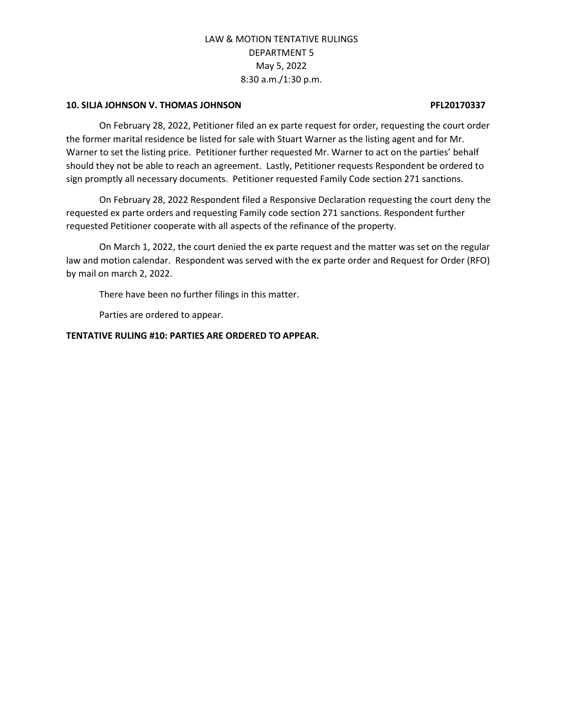LAW & MOTION TENTATIVE RULINGS
DEPARTMENT 5
May 5, 2022
8:30 a.m./1:30 p.m.

**10. SILJA JOHNSON V. THOMAS JOHNSON PFL20170337**

On February 28, 2022, Petitioner filed an ex parte request for order, requesting the court order the former marital residence be listed for sale with Stuart Warner as the listing agent and for Mr. Warner to set the listing price. Petitioner further requested Mr. Warner to act on the parties' behalf should they not be able to reach an agreement. Lastly, Petitioner requests Respondent be ordered to sign promptly all necessary documents. Petitioner requested Family Code section 271 sanctions.

On February 28, 2022 Respondent filed a Responsive Declaration requesting the court deny the requested ex parte orders and requesting Family code section 271 sanctions. Respondent further requested Petitioner cooperate with all aspects of the refinance of the property.

On March 1, 2022, the court denied the ex parte request and the matter was set on the regular law and motion calendar. Respondent was served with the ex parte order and Request for Order (RFO) by mail on march 2, 2022.

There have been no further filings in this matter.

Parties are ordered to appear.

**TENTATIVE RULING #10: PARTIES ARE ORDERED TO APPEAR.**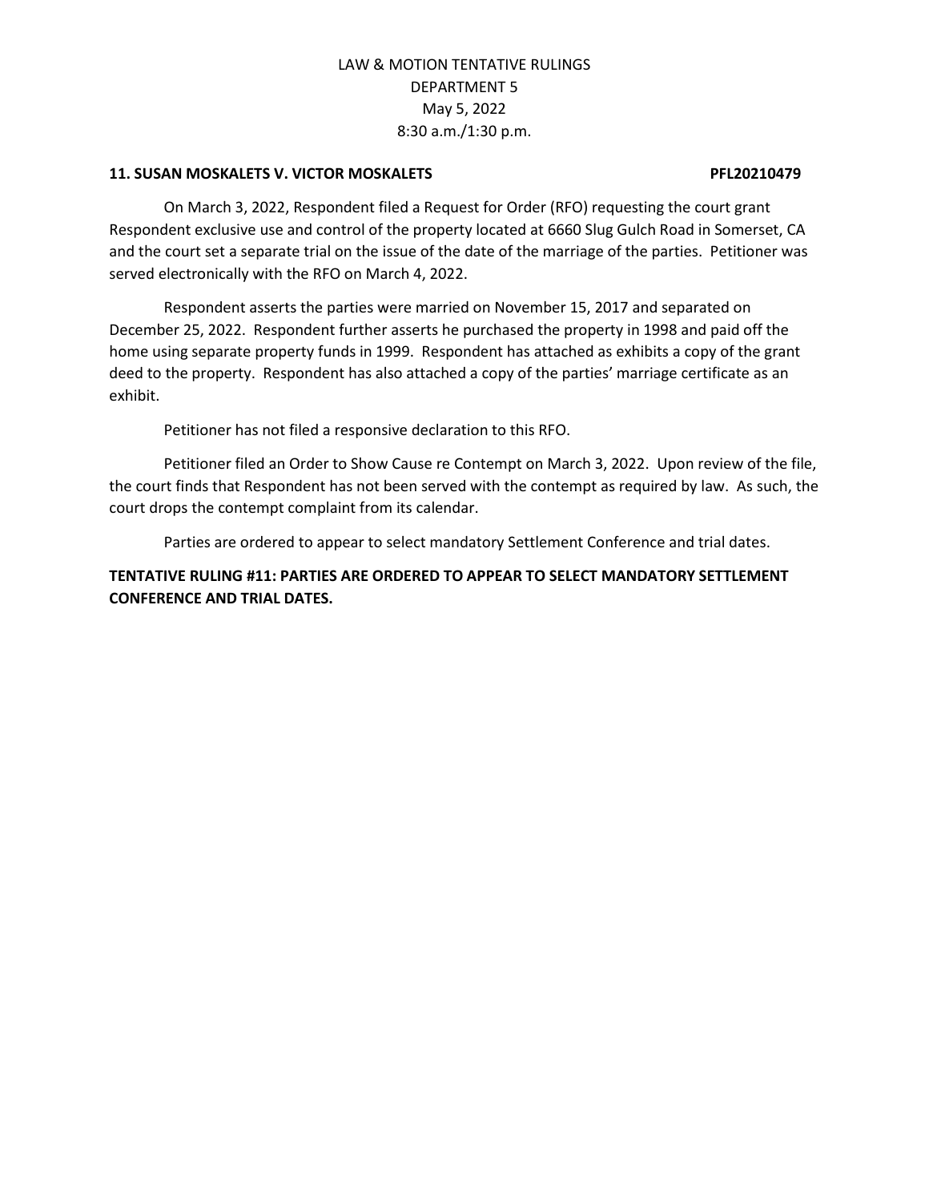LAW & MOTION TENTATIVE RULINGS
DEPARTMENT 5
May 5, 2022
8:30 a.m./1:30 p.m.

**11. SUSAN MOSKALETS V. VICTOR MOSKALETS PFL20210479**

On March 3, 2022, Respondent filed a Request for Order (RFO) requesting the court grant Respondent exclusive use and control of the property located at 6660 Slug Gulch Road in Somerset, CA and the court set a separate trial on the issue of the date of the marriage of the parties. Petitioner was served electronically with the RFO on March 4, 2022.

Respondent asserts the parties were married on November 15, 2017 and separated on December 25, 2022. Respondent further asserts he purchased the property in 1998 and paid off the home using separate property funds in 1999. Respondent has attached as exhibits a copy of the grant deed to the property. Respondent has also attached a copy of the parties' marriage certificate as an exhibit.

Petitioner has not filed a responsive declaration to this RFO.

Petitioner filed an Order to Show Cause re Contempt on March 3, 2022. Upon review of the file, the court finds that Respondent has not been served with the contempt as required by law. As such, the court drops the contempt complaint from its calendar.

Parties are ordered to appear to select mandatory Settlement Conference and trial dates.

**TENTATIVE RULING #11: PARTIES ARE ORDERED TO APPEAR TO SELECT MANDATORY SETTLEMENT CONFERENCE AND TRIAL DATES.**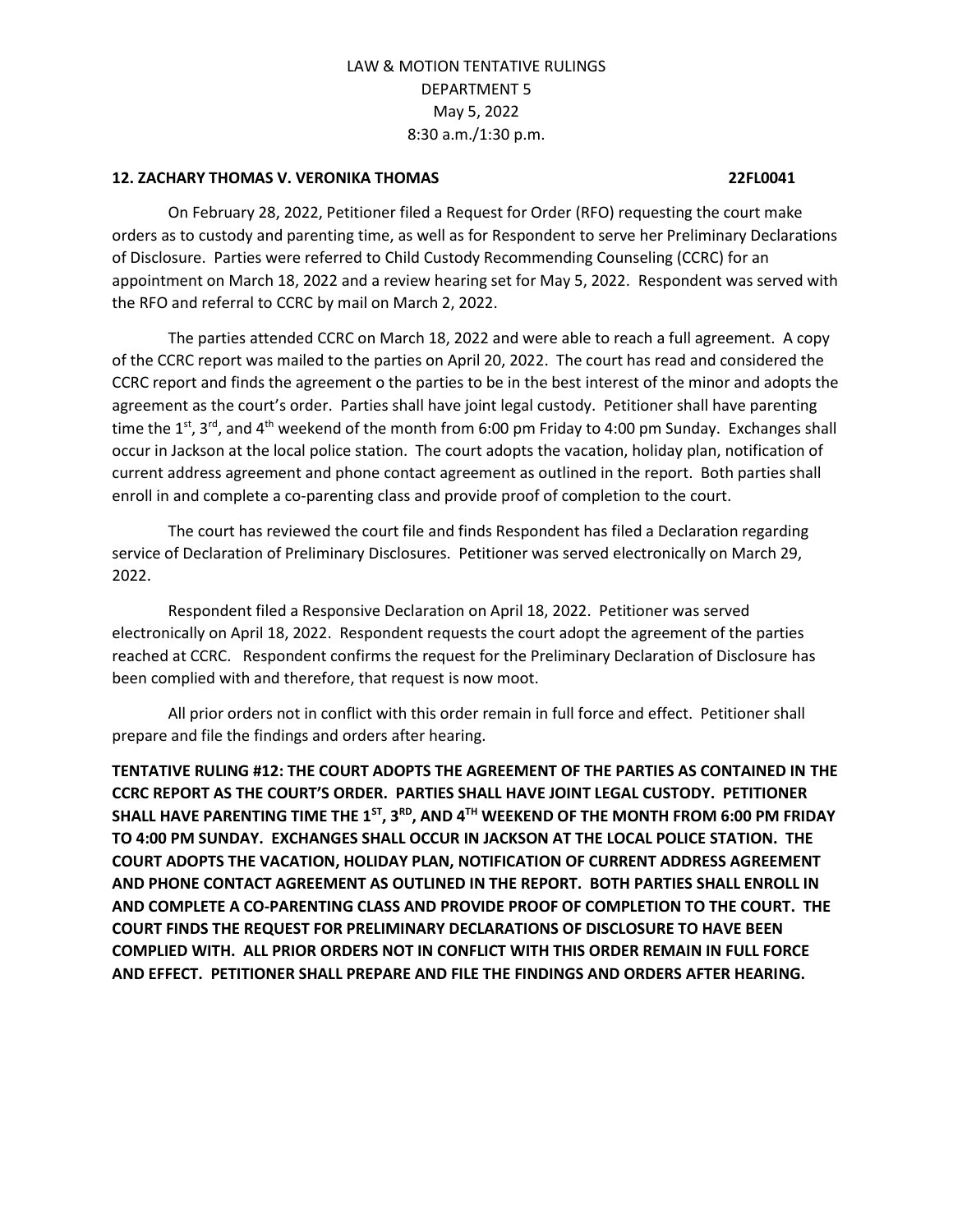LAW & MOTION TENTATIVE RULINGS
DEPARTMENT 5
May 5, 2022
8:30 a.m./1:30 p.m.

**12. ZACHARY THOMAS V. VERONIKA THOMAS 22FL0041**

On February 28, 2022, Petitioner filed a Request for Order (RFO) requesting the court make orders as to custody and parenting time, as well as for Respondent to serve her Preliminary Declarations of Disclosure. Parties were referred to Child Custody Recommending Counseling (CCRC) for an appointment on March 18, 2022 and a review hearing set for May 5, 2022. Respondent was served with the RFO and referral to CCRC by mail on March 2, 2022.

The parties attended CCRC on March 18, 2022 and were able to reach a full agreement. A copy of the CCRC report was mailed to the parties on April 20, 2022. The court has read and considered the CCRC report and finds the agreement o the parties to be in the best interest of the minor and adopts the agreement as the court's order. Parties shall have joint legal custody. Petitioner shall have parenting time the 1st, 3rd, and 4th weekend of the month from 6:00 pm Friday to 4:00 pm Sunday. Exchanges shall occur in Jackson at the local police station. The court adopts the vacation, holiday plan, notification of current address agreement and phone contact agreement as outlined in the report. Both parties shall enroll in and complete a co-parenting class and provide proof of completion to the court.

The court has reviewed the court file and finds Respondent has filed a Declaration regarding service of Declaration of Preliminary Disclosures. Petitioner was served electronically on March 29, 2022.

Respondent filed a Responsive Declaration on April 18, 2022. Petitioner was served electronically on April 18, 2022. Respondent requests the court adopt the agreement of the parties reached at CCRC. Respondent confirms the request for the Preliminary Declaration of Disclosure has been complied with and therefore, that request is now moot.

All prior orders not in conflict with this order remain in full force and effect. Petitioner shall prepare and file the findings and orders after hearing.

**TENTATIVE RULING #12: THE COURT ADOPTS THE AGREEMENT OF THE PARTIES AS CONTAINED IN THE CCRC REPORT AS THE COURT'S ORDER. PARTIES SHALL HAVE JOINT LEGAL CUSTODY. PETITIONER SHALL HAVE PARENTING TIME THE 1ST, 3RD, AND 4TH WEEKEND OF THE MONTH FROM 6:00 PM FRIDAY TO 4:00 PM SUNDAY. EXCHANGES SHALL OCCUR IN JACKSON AT THE LOCAL POLICE STATION. THE COURT ADOPTS THE VACATION, HOLIDAY PLAN, NOTIFICATION OF CURRENT ADDRESS AGREEMENT AND PHONE CONTACT AGREEMENT AS OUTLINED IN THE REPORT. BOTH PARTIES SHALL ENROLL IN AND COMPLETE A CO-PARENTING CLASS AND PROVIDE PROOF OF COMPLETION TO THE COURT. THE COURT FINDS THE REQUEST FOR PRELIMINARY DECLARATIONS OF DISCLOSURE TO HAVE BEEN COMPLIED WITH. ALL PRIOR ORDERS NOT IN CONFLICT WITH THIS ORDER REMAIN IN FULL FORCE AND EFFECT. PETITIONER SHALL PREPARE AND FILE THE FINDINGS AND ORDERS AFTER HEARING.**